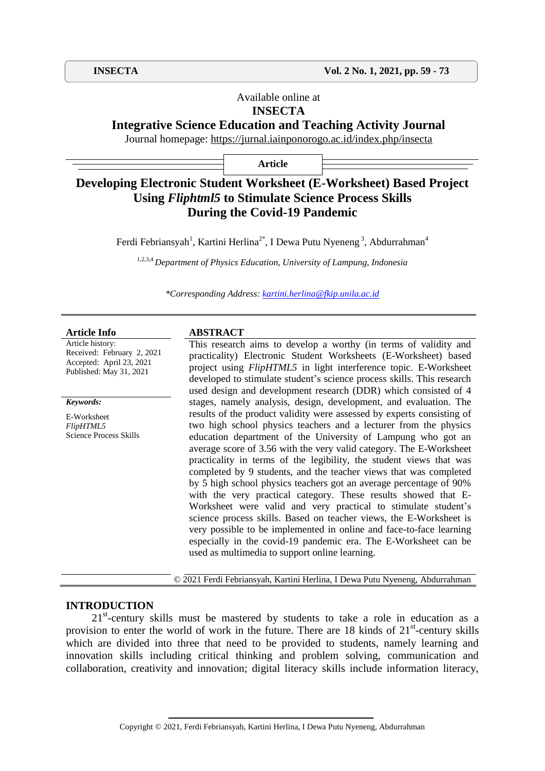Available online at

**INSECTA**

**Integrative Science Education and Teaching Activity Journal**

Journal homepage: https://jurnal.iainponorogo.ac.id/index.php/insecta

**Article**

# Developing Electronic Student Worksheet (E-Worksheet) Based Project Using *Fliphtml5* to Stimulate Science Process Skills During the Covid-19 Pandemic

Ferdi Febriansyah[1], Kartini Herlina[2*], I Dewa Putu Nyeneng[3], Abdurrahman[4]

[1,2,3,4] *Department of Physics Education, University of Lampung, Indonesia*

*\*Corresponding Address: kartini.herlina@fkip.unila.ac.id*

**Article Info**

Article history:
Received: February 2, 2021
Accepted: April 23, 2021
Published: May 31, 2021

***Keywords:***

E-Worksheet
*FlipHTML5*
Science Process Skills

**ABSTRACT**

This research aims to develop a worthy (in terms of validity and practicality) Electronic Student Worksheets (E-Worksheet) based project using *FlipHTML5* in light interference topic. E-Worksheet developed to stimulate student's science process skills. This research used design and development research (DDR) which consisted of 4 stages, namely analysis, design, development, and evaluation. The results of the product validity were assessed by experts consisting of two high school physics teachers and a lecturer from the physics education department of the University of Lampung who got an average score of 3.56 with the very valid category. The E-Worksheet practicality in terms of the legibility, the student views that was completed by 9 students, and the teacher views that was completed by 5 high school physics teachers got an average percentage of 90% with the very practical category. These results showed that E-Worksheet were valid and very practical to stimulate student's science process skills. Based on teacher views, the E-Worksheet is very possible to be implemented in online and face-to-face learning especially in the covid-19 pandemic era. The E-Worksheet can be used as multimedia to support online learning.

© 2021 Ferdi Febriansyah, Kartini Herlina, I Dewa Putu Nyeneng, Abdurrahman

## INTRODUCTION

$21^{st}$-century skills must be mastered by students to take a role in education as a provision to enter the world of work in the future. There are 18 kinds of $21^{st}$-century skills which are divided into three that need to be provided to students, namely learning and innovation skills including critical thinking and problem solving, communication and collaboration, creativity and innovation; digital literacy skills include information literacy,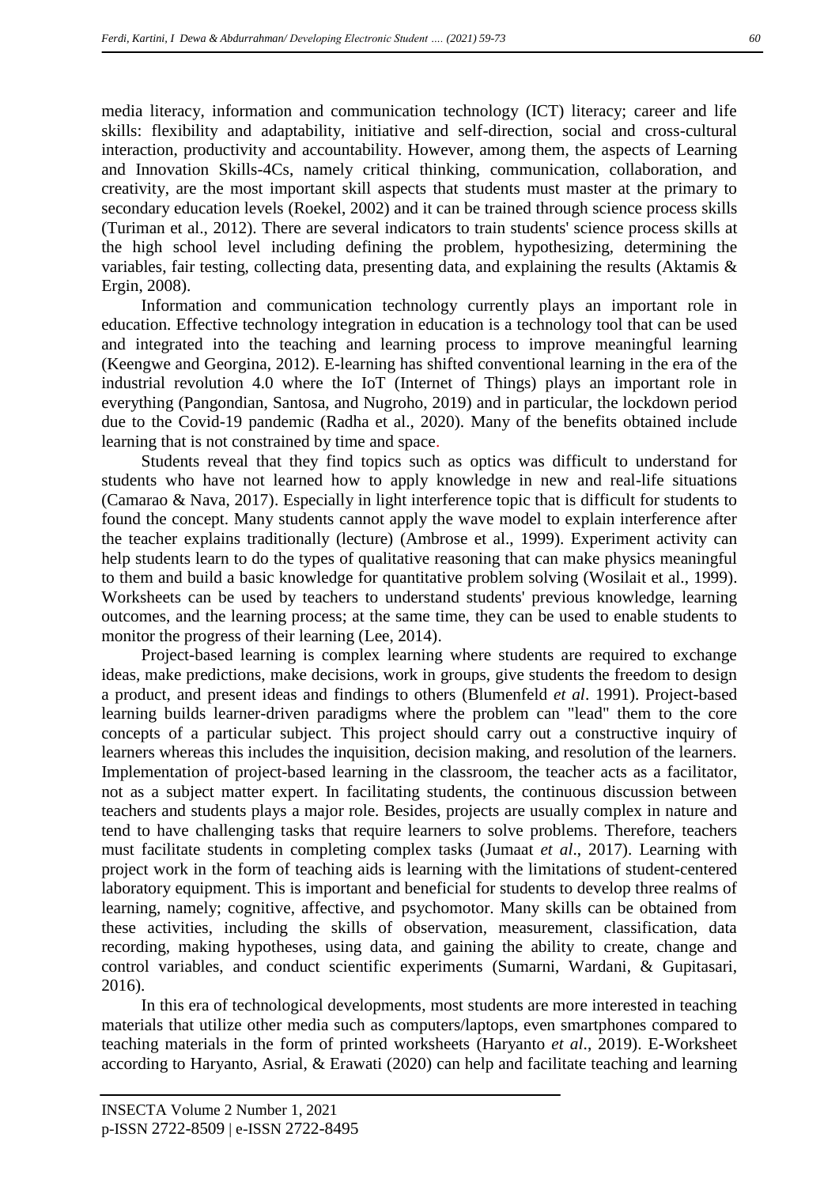media literacy, information and communication technology (ICT) literacy; career and life skills: flexibility and adaptability, initiative and self-direction, social and cross-cultural interaction, productivity and accountability. However, among them, the aspects of Learning and Innovation Skills-4Cs, namely critical thinking, communication, collaboration, and creativity, are the most important skill aspects that students must master at the primary to secondary education levels (Roekel, 2002) and it can be trained through science process skills (Turiman et al., 2012). There are several indicators to train students' science process skills at the high school level including defining the problem, hypothesizing, determining the variables, fair testing, collecting data, presenting data, and explaining the results (Aktamis & Ergin, 2008).

Information and communication technology currently plays an important role in education. Effective technology integration in education is a technology tool that can be used and integrated into the teaching and learning process to improve meaningful learning (Keengwe and Georgina, 2012). E-learning has shifted conventional learning in the era of the industrial revolution 4.0 where the IoT (Internet of Things) plays an important role in everything (Pangondian, Santosa, and Nugroho, 2019) and in particular, the lockdown period due to the Covid-19 pandemic (Radha et al., 2020). Many of the benefits obtained include learning that is not constrained by time and space.

Students reveal that they find topics such as optics was difficult to understand for students who have not learned how to apply knowledge in new and real-life situations (Camarao & Nava, 2017). Especially in light interference topic that is difficult for students to found the concept. Many students cannot apply the wave model to explain interference after the teacher explains traditionally (lecture) (Ambrose et al., 1999). Experiment activity can help students learn to do the types of qualitative reasoning that can make physics meaningful to them and build a basic knowledge for quantitative problem solving (Wosilait et al., 1999). Worksheets can be used by teachers to understand students' previous knowledge, learning outcomes, and the learning process; at the same time, they can be used to enable students to monitor the progress of their learning (Lee, 2014).

Project-based learning is complex learning where students are required to exchange ideas, make predictions, make decisions, work in groups, give students the freedom to design a product, and present ideas and findings to others (Blumenfeld *et al*. 1991). Project-based learning builds learner-driven paradigms where the problem can "lead" them to the core concepts of a particular subject. This project should carry out a constructive inquiry of learners whereas this includes the inquisition, decision making, and resolution of the learners. Implementation of project-based learning in the classroom, the teacher acts as a facilitator, not as a subject matter expert. In facilitating students, the continuous discussion between teachers and students plays a major role. Besides, projects are usually complex in nature and tend to have challenging tasks that require learners to solve problems. Therefore, teachers must facilitate students in completing complex tasks (Jumaat *et al*., 2017). Learning with project work in the form of teaching aids is learning with the limitations of student-centered laboratory equipment. This is important and beneficial for students to develop three realms of learning, namely; cognitive, affective, and psychomotor. Many skills can be obtained from these activities, including the skills of observation, measurement, classification, data recording, making hypotheses, using data, and gaining the ability to create, change and control variables, and conduct scientific experiments (Sumarni, Wardani, & Gupitasari, 2016).

In this era of technological developments, most students are more interested in teaching materials that utilize other media such as computers/laptops, even smartphones compared to teaching materials in the form of printed worksheets (Haryanto *et al*., 2019). E-Worksheet according to Haryanto, Asrial, & Erawati (2020) can help and facilitate teaching and learning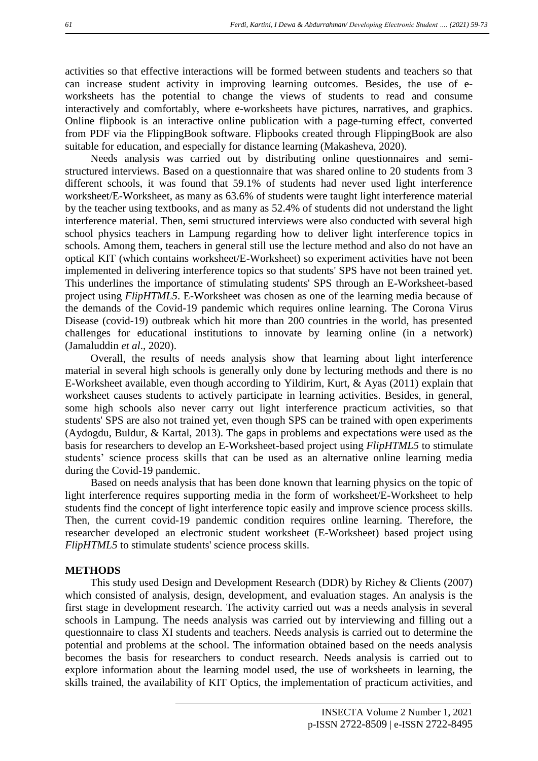activities so that effective interactions will be formed between students and teachers so that can increase student activity in improving learning outcomes. Besides, the use of e-worksheets has the potential to change the views of students to read and consume interactively and comfortably, where e-worksheets have pictures, narratives, and graphics. Online flipbook is an interactive online publication with a page-turning effect, converted from PDF via the FlippingBook software. Flipbooks created through FlippingBook are also suitable for education, and especially for distance learning (Makasheva, 2020).

Needs analysis was carried out by distributing online questionnaires and semi-structured interviews. Based on a questionnaire that was shared online to 20 students from 3 different schools, it was found that 59.1% of students had never used light interference worksheet/E-Worksheet, as many as 63.6% of students were taught light interference material by the teacher using textbooks, and as many as 52.4% of students did not understand the light interference material. Then, semi structured interviews were also conducted with several high school physics teachers in Lampung regarding how to deliver light interference topics in schools. Among them, teachers in general still use the lecture method and also do not have an optical KIT (which contains worksheet/E-Worksheet) so experiment activities have not been implemented in delivering interference topics so that students' SPS have not been trained yet. This underlines the importance of stimulating students' SPS through an E-Worksheet-based project using *FlipHTML5*. E-Worksheet was chosen as one of the learning media because of the demands of the Covid-19 pandemic which requires online learning. The Corona Virus Disease (covid-19) outbreak which hit more than 200 countries in the world, has presented challenges for educational institutions to innovate by learning online (in a network) (Jamaluddin *et al*., 2020).

Overall, the results of needs analysis show that learning about light interference material in several high schools is generally only done by lecturing methods and there is no E-Worksheet available, even though according to Yildirim, Kurt, & Ayas (2011) explain that worksheet causes students to actively participate in learning activities. Besides, in general, some high schools also never carry out light interference practicum activities, so that students' SPS are also not trained yet, even though SPS can be trained with open experiments (Aydogdu, Buldur, & Kartal, 2013). The gaps in problems and expectations were used as the basis for researchers to develop an E-Worksheet-based project using *FlipHTML5* to stimulate students' science process skills that can be used as an alternative online learning media during the Covid-19 pandemic.

Based on needs analysis that has been done known that learning physics on the topic of light interference requires supporting media in the form of worksheet/E-Worksheet to help students find the concept of light interference topic easily and improve science process skills. Then, the current covid-19 pandemic condition requires online learning. Therefore, the researcher developed an electronic student worksheet (E-Worksheet) based project using *FlipHTML5* to stimulate students' science process skills.

## METHODS

This study used Design and Development Research (DDR) by Richey & Clients (2007) which consisted of analysis, design, development, and evaluation stages. An analysis is the first stage in development research. The activity carried out was a needs analysis in several schools in Lampung. The needs analysis was carried out by interviewing and filling out a questionnaire to class XI students and teachers. Needs analysis is carried out to determine the potential and problems at the school. The information obtained based on the needs analysis becomes the basis for researchers to conduct research. Needs analysis is carried out to explore information about the learning model used, the use of worksheets in learning, the skills trained, the availability of KIT Optics, the implementation of practicum activities, and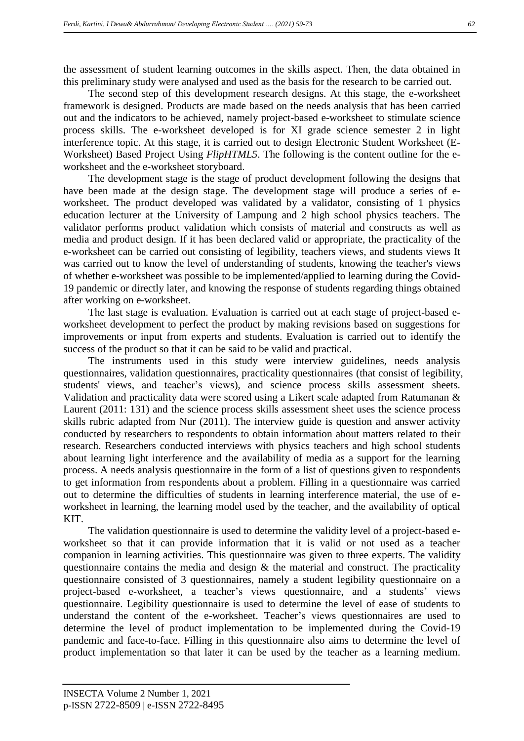the assessment of student learning outcomes in the skills aspect. Then, the data obtained in this preliminary study were analysed and used as the basis for the research to be carried out.

The second step of this development research designs. At this stage, the e-worksheet framework is designed. Products are made based on the needs analysis that has been carried out and the indicators to be achieved, namely project-based e-worksheet to stimulate science process skills. The e-worksheet developed is for XI grade science semester 2 in light interference topic. At this stage, it is carried out to design Electronic Student Worksheet (E-Worksheet) Based Project Using *FlipHTML5*. The following is the content outline for the e-worksheet and the e-worksheet storyboard.

The development stage is the stage of product development following the designs that have been made at the design stage. The development stage will produce a series of e-worksheet. The product developed was validated by a validator, consisting of 1 physics education lecturer at the University of Lampung and 2 high school physics teachers. The validator performs product validation which consists of material and constructs as well as media and product design. If it has been declared valid or appropriate, the practicality of the e-worksheet can be carried out consisting of legibility, teachers views, and students views It was carried out to know the level of understanding of students, knowing the teacher's views of whether e-worksheet was possible to be implemented/applied to learning during the Covid-19 pandemic or directly later, and knowing the response of students regarding things obtained after working on e-worksheet.

The last stage is evaluation. Evaluation is carried out at each stage of project-based e-worksheet development to perfect the product by making revisions based on suggestions for improvements or input from experts and students. Evaluation is carried out to identify the success of the product so that it can be said to be valid and practical.

The instruments used in this study were interview guidelines, needs analysis questionnaires, validation questionnaires, practicality questionnaires (that consist of legibility, students' views, and teacher's views), and science process skills assessment sheets. Validation and practicality data were scored using a Likert scale adapted from Ratumanan & Laurent (2011: 131) and the science process skills assessment sheet uses the science process skills rubric adapted from Nur (2011). The interview guide is question and answer activity conducted by researchers to respondents to obtain information about matters related to their research. Researchers conducted interviews with physics teachers and high school students about learning light interference and the availability of media as a support for the learning process. A needs analysis questionnaire in the form of a list of questions given to respondents to get information from respondents about a problem. Filling in a questionnaire was carried out to determine the difficulties of students in learning interference material, the use of e-worksheet in learning, the learning model used by the teacher, and the availability of optical KIT.

The validation questionnaire is used to determine the validity level of a project-based e-worksheet so that it can provide information that it is valid or not used as a teacher companion in learning activities. This questionnaire was given to three experts. The validity questionnaire contains the media and design & the material and construct. The practicality questionnaire consisted of 3 questionnaires, namely a student legibility questionnaire on a project-based e-worksheet, a teacher's views questionnaire, and a students' views questionnaire. Legibility questionnaire is used to determine the level of ease of students to understand the content of the e-worksheet. Teacher's views questionnaires are used to determine the level of product implementation to be implemented during the Covid-19 pandemic and face-to-face. Filling in this questionnaire also aims to determine the level of product implementation so that later it can be used by the teacher as a learning medium.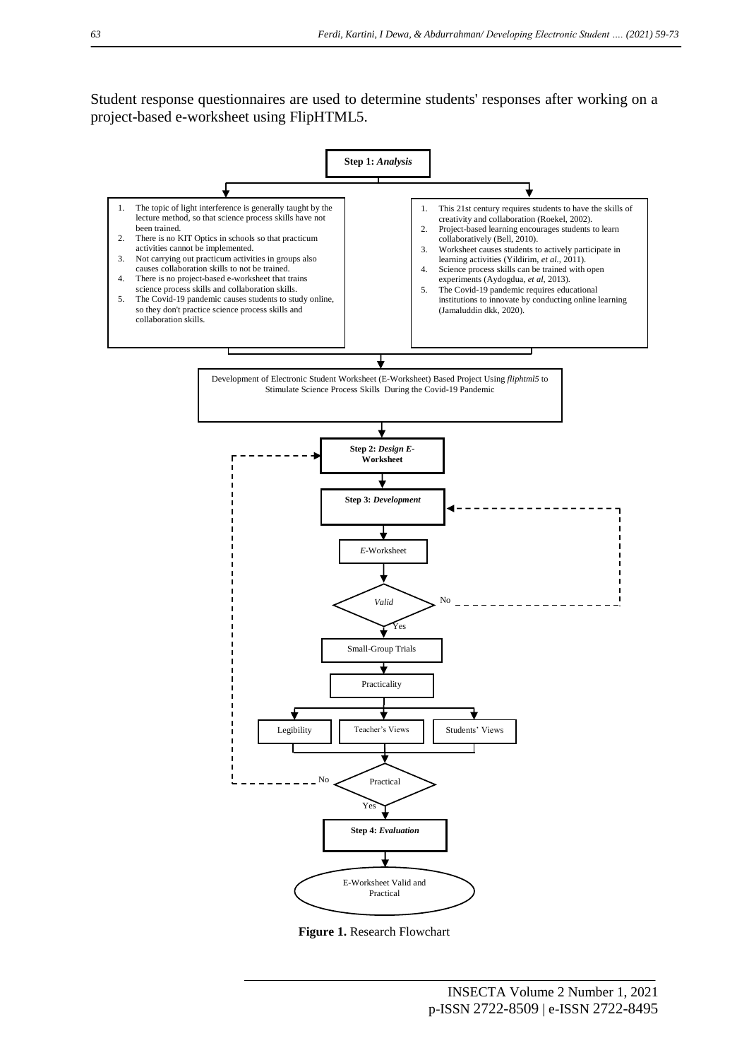Student response questionnaires are used to determine students' responses after working on a project-based e-worksheet using FlipHTML5.

**Step 1:** ***Analysis***

1. The topic of light interference is generally taught by the lecture method, so that science process skills have not been trained.
2. There is no KIT Optics in schools so that practicum activities cannot be implemented.
3. Not carrying out practicum activities in groups also causes collaboration skills to not be trained.
4. There is no project-based e-worksheet that trains science process skills and collaboration skills.
5. The Covid-19 pandemic causes students to study online, so they don't practice science process skills and collaboration skills.

1. This 21st century requires students to have the skills of creativity and collaboration (Roekel, 2002).
2. Project-based learning encourages students to learn collaboratively (Bell, 2010).
3. Worksheet causes students to actively participate in learning activities (Yildirim, *et al.*, 2011).
4. Science process skills can be trained with open experiments (Aydogdua, *et al*, 2013).
5. The Covid-19 pandemic requires educational institutions to innovate by conducting online learning (Jamaluddin dkk, 2020).

Development of Electronic Student Worksheet (E-Worksheet) Based Project Using *fliphtml5* to Stimulate Science Process Skills During the Covid-19 Pandemic

**Step 2:** ***Design E-Worksheet***

**Step 3:** ***Development***

*E*-Worksheet

*Valid* — No (back to Step 3) / Yes

Small-Group Trials

Practicality

Legibility | Teacher's Views | Students' Views

Practical — No (back to Step 2) / Yes

**Step 4:** ***Evaluation***

E-Worksheet Valid and Practical

**Figure 1.** Research Flowchart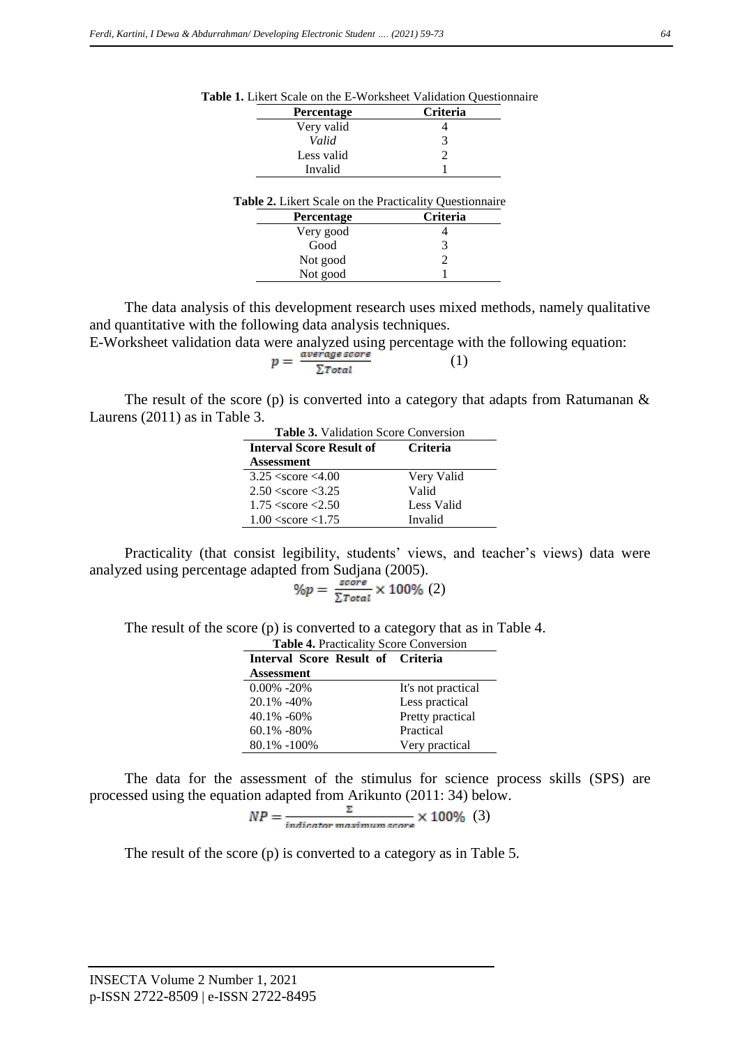**Table 1.** Likert Scale on the E-Worksheet Validation Questionnaire

| Percentage | Criteria |
|---|---|
| Very valid | 4 |
| *Valid* | 3 |
| Less valid | 2 |
| Invalid | 1 |

**Table 2.** Likert Scale on the Practicality Questionnaire

| Percentage | Criteria |
|---|---|
| Very good | 4 |
| Good | 3 |
| Not good | 2 |
| Not good | 1 |

The data analysis of this development research uses mixed methods, namely qualitative and quantitative with the following data analysis techniques.

E-Worksheet validation data were analyzed using percentage with the following equation:

$$p = \frac{average\ score}{\sum Total} \qquad (1)$$

The result of the score (p) is converted into a category that adapts from Ratumanan & Laurens (2011) as in Table 3.

**Table 3.** Validation Score Conversion

| Interval Score Result of Assessment | Criteria |
|---|---|
| 3.25 <score <4.00 | Very Valid |
| 2.50 <score <3.25 | Valid |
| 1.75 <score <2.50 | Less Valid |
| 1.00 <score <1.75 | Invalid |

Practicality (that consist legibility, students' views, and teacher's views) data were analyzed using percentage adapted from Sudjana (2005).

$$\%p = \frac{score}{\sum Total} \times 100\% \ (2)$$

The result of the score (p) is converted to a category that as in Table 4.

**Table 4.** Practicality Score Conversion

| Interval Score Result of Assessment | Criteria |
|---|---|
| 0.00% -20% | It's not practical |
| 20.1% -40% | Less practical |
| 40.1% -60% | Pretty practical |
| 60.1% -80% | Practical |
| 80.1% -100% | Very practical |

The data for the assessment of the stimulus for science process skills (SPS) are processed using the equation adapted from Arikunto (2011: 34) below.

$$NP = \frac{\Sigma}{indicator\ maximum\ score} \times 100\% \ (3)$$

The result of the score (p) is converted to a category as in Table 5.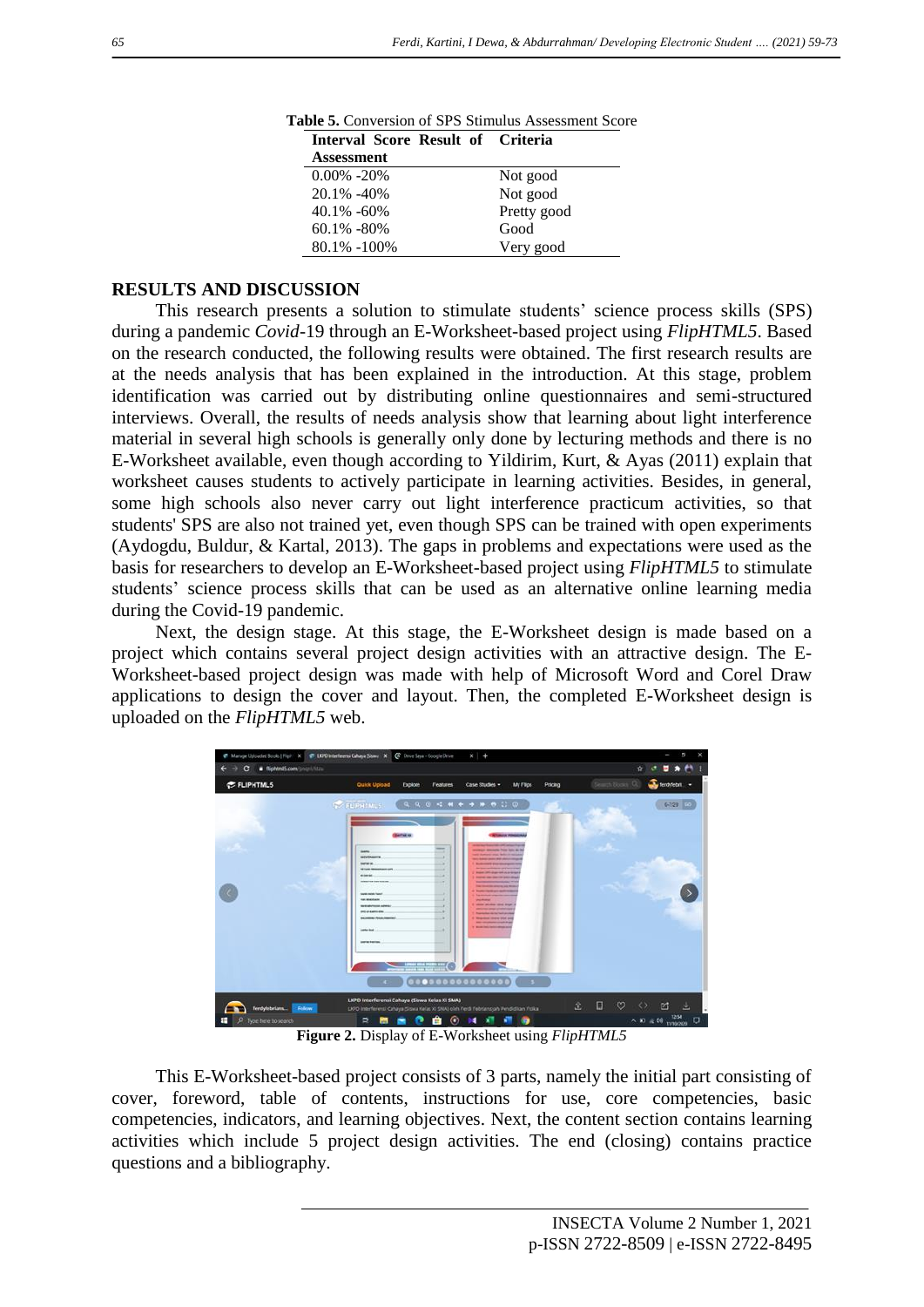**Table 5.** Conversion of SPS Stimulus Assessment Score

| Interval Score Result of Assessment | Criteria |
|---|---|
| 0.00% -20% | Not good |
| 20.1% -40% | Not good |
| 40.1% -60% | Pretty good |
| 60.1% -80% | Good |
| 80.1% -100% | Very good |

## RESULTS AND DISCUSSION

This research presents a solution to stimulate students' science process skills (SPS) during a pandemic *Covid*-19 through an E-Worksheet-based project using *FlipHTML5*. Based on the research conducted, the following results were obtained. The first research results are at the needs analysis that has been explained in the introduction. At this stage, problem identification was carried out by distributing online questionnaires and semi-structured interviews. Overall, the results of needs analysis show that learning about light interference material in several high schools is generally only done by lecturing methods and there is no E-Worksheet available, even though according to Yildirim, Kurt, & Ayas (2011) explain that worksheet causes students to actively participate in learning activities. Besides, in general, some high schools also never carry out light interference practicum activities, so that students' SPS are also not trained yet, even though SPS can be trained with open experiments (Aydogdu, Buldur, & Kartal, 2013). The gaps in problems and expectations were used as the basis for researchers to develop an E-Worksheet-based project using *FlipHTML5* to stimulate students' science process skills that can be used as an alternative online learning media during the Covid-19 pandemic.

Next, the design stage. At this stage, the E-Worksheet design is made based on a project which contains several project design activities with an attractive design. The E-Worksheet-based project design was made with help of Microsoft Word and Corel Draw applications to design the cover and layout. Then, the completed E-Worksheet design is uploaded on the *FlipHTML5* web.

**Figure 2.** Display of E-Worksheet using *FlipHTML5*

This E-Worksheet-based project consists of 3 parts, namely the initial part consisting of cover, foreword, table of contents, instructions for use, core competencies, basic competencies, indicators, and learning objectives. Next, the content section contains learning activities which include 5 project design activities. The end (closing) contains practice questions and a bibliography.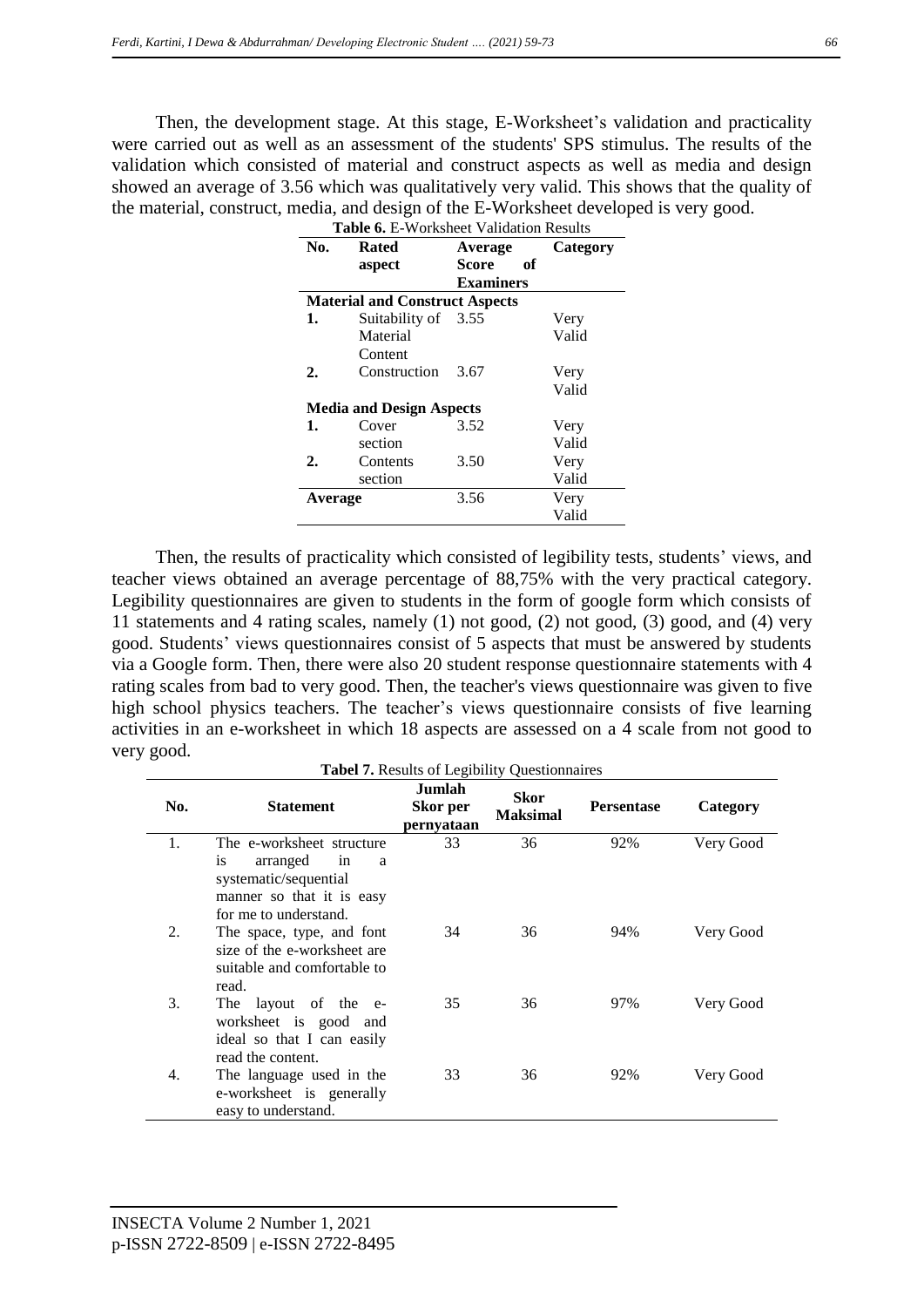Then, the development stage. At this stage, E-Worksheet's validation and practicality were carried out as well as an assessment of the students' SPS stimulus. The results of the validation which consisted of material and construct aspects as well as media and design showed an average of 3.56 which was qualitatively very valid. This shows that the quality of the material, construct, media, and design of the E-Worksheet developed is very good.

**Table 6.** E-Worksheet Validation Results

| No. | Rated aspect | Average Score of Examiners | Category |
|---|---|---|---|
| **Material and Construct Aspects** | | | |
| **1.** | Suitability of Material Content | 3.55 | Very Valid |
| **2.** | Construction | 3.67 | Very Valid |
| **Media and Design Aspects** | | | |
| **1.** | Cover section | 3.52 | Very Valid |
| **2.** | Contents section | 3.50 | Very Valid |
| **Average** | | 3.56 | Very Valid |

Then, the results of practicality which consisted of legibility tests, students' views, and teacher views obtained an average percentage of 88,75% with the very practical category. Legibility questionnaires are given to students in the form of google form which consists of 11 statements and 4 rating scales, namely (1) not good, (2) not good, (3) good, and (4) very good. Students' views questionnaires consist of 5 aspects that must be answered by students via a Google form. Then, there were also 20 student response questionnaire statements with 4 rating scales from bad to very good. Then, the teacher's views questionnaire was given to five high school physics teachers. The teacher's views questionnaire consists of five learning activities in an e-worksheet in which 18 aspects are assessed on a 4 scale from not good to very good.

**Tabel 7.** Results of Legibility Questionnaires

| No. | Statement | Jumlah Skor per pernyataan | Skor Maksimal | Persentase | Category |
|---|---|---|---|---|---|
| 1. | The e-worksheet structure is arranged in a systematic/sequential manner so that it is easy for me to understand. | 33 | 36 | 92% | Very Good |
| 2. | The space, type, and font size of the e-worksheet are suitable and comfortable to read. | 34 | 36 | 94% | Very Good |
| 3. | The layout of the e-worksheet is good and ideal so that I can easily read the content. | 35 | 36 | 97% | Very Good |
| 4. | The language used in the e-worksheet is generally easy to understand. | 33 | 36 | 92% | Very Good |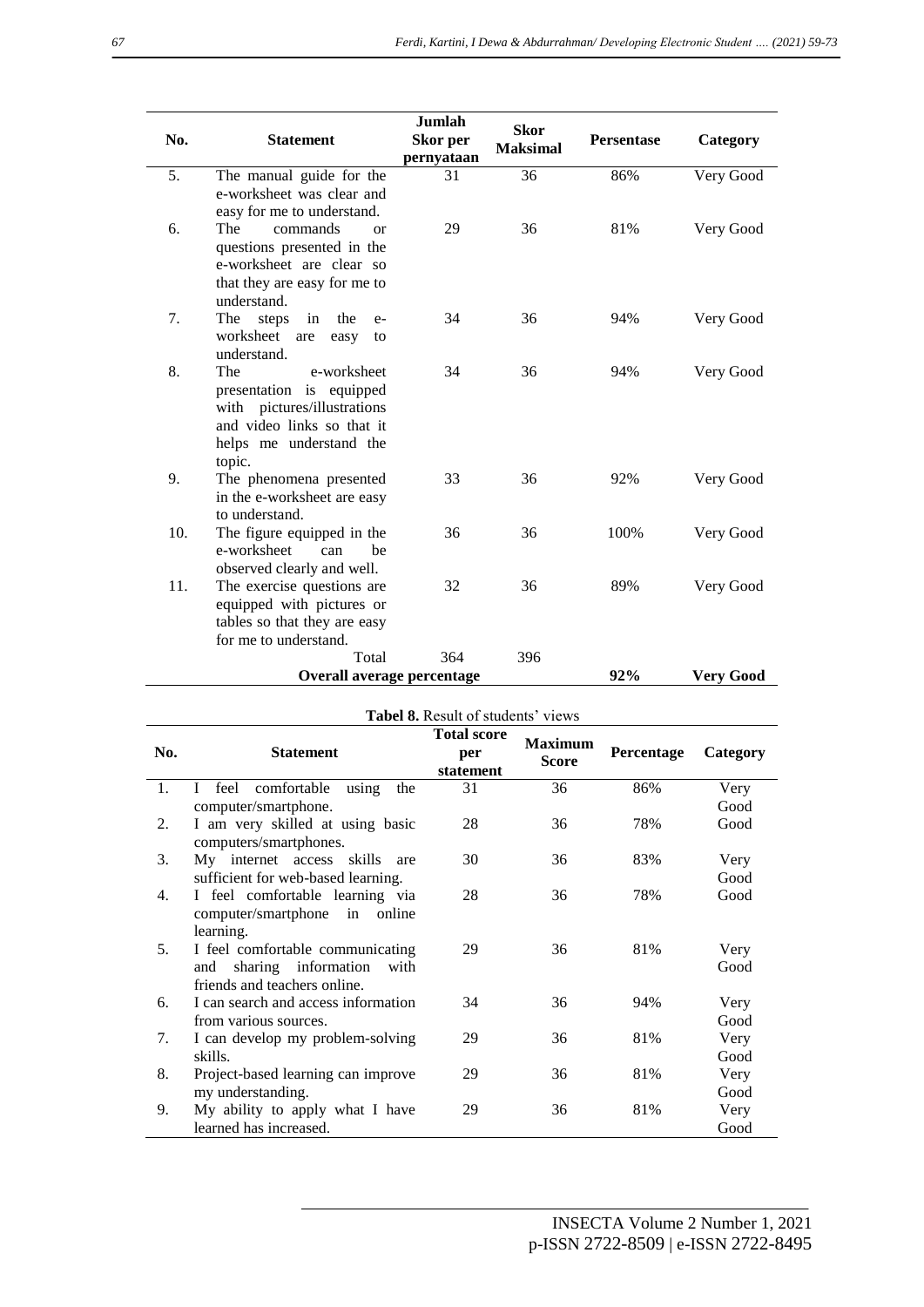| No. | Statement | Jumlah Skor per pernyataan | Skor Maksimal | Persentase | Category |
|---|---|---|---|---|---|
| 5. | The manual guide for the e-worksheet was clear and easy for me to understand. | 31 | 36 | 86% | Very Good |
| 6. | The commands or questions presented in the e-worksheet are clear so that they are easy for me to understand. | 29 | 36 | 81% | Very Good |
| 7. | The steps in the e-worksheet are easy to understand. | 34 | 36 | 94% | Very Good |
| 8. | The e-worksheet presentation is equipped with pictures/illustrations and video links so that it helps me understand the topic. | 34 | 36 | 94% | Very Good |
| 9. | The phenomena presented in the e-worksheet are easy to understand. | 33 | 36 | 92% | Very Good |
| 10. | The figure equipped in the e-worksheet can be observed clearly and well. | 36 | 36 | 100% | Very Good |
| 11. | The exercise questions are equipped with pictures or tables so that they are easy for me to understand. | 32 | 36 | 89% | Very Good |
| | Total | 364 | 396 | | |
| | **Overall average percentage** | | | **92%** | **Very Good** |

**Tabel 8.** Result of students' views

| No. | Statement | Total score per statement | Maximum Score | Percentage | Category |
|---|---|---|---|---|---|
| 1. | I feel comfortable using the computer/smartphone. | 31 | 36 | 86% | Very Good |
| 2. | I am very skilled at using basic computers/smartphones. | 28 | 36 | 78% | Good |
| 3. | My internet access skills are sufficient for web-based learning. | 30 | 36 | 83% | Very Good |
| 4. | I feel comfortable learning via computer/smartphone in online learning. | 28 | 36 | 78% | Good |
| 5. | I feel comfortable communicating and sharing information with friends and teachers online. | 29 | 36 | 81% | Very Good |
| 6. | I can search and access information from various sources. | 34 | 36 | 94% | Very Good |
| 7. | I can develop my problem-solving skills. | 29 | 36 | 81% | Very Good |
| 8. | Project-based learning can improve my understanding. | 29 | 36 | 81% | Very Good |
| 9. | My ability to apply what I have learned has increased. | 29 | 36 | 81% | Very Good |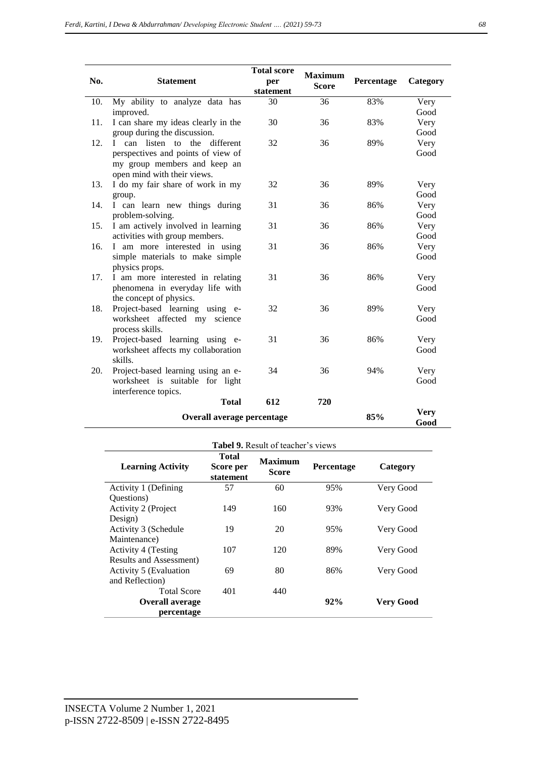| No. | Statement | Total score per statement | Maximum Score | Percentage | Category |
|---|---|---|---|---|---|
| 10. | My ability to analyze data has improved. | 30 | 36 | 83% | Very Good |
| 11. | I can share my ideas clearly in the group during the discussion. | 30 | 36 | 83% | Very Good |
| 12. | I can listen to the different perspectives and points of view of my group members and keep an open mind with their views. | 32 | 36 | 89% | Very Good |
| 13. | I do my fair share of work in my group. | 32 | 36 | 89% | Very Good |
| 14. | I can learn new things during problem-solving. | 31 | 36 | 86% | Very Good |
| 15. | I am actively involved in learning activities with group members. | 31 | 36 | 86% | Very Good |
| 16. | I am more interested in using simple materials to make simple physics props. | 31 | 36 | 86% | Very Good |
| 17. | I am more interested in relating phenomena in everyday life with the concept of physics. | 31 | 36 | 86% | Very Good |
| 18. | Project-based learning using e-worksheet affected my science process skills. | 32 | 36 | 89% | Very Good |
| 19. | Project-based learning using e-worksheet affects my collaboration skills. | 31 | 36 | 86% | Very Good |
| 20. | Project-based learning using an e-worksheet is suitable for light interference topics. | 34 | 36 | 94% | Very Good |
| | **Total** | **612** | **720** | | |
| | **Overall average percentage** | | | **85%** | **Very Good** |

**Tabel 9.** Result of teacher's views

| Learning Activity | Total Score per statement | Maximum Score | Percentage | Category |
|---|---|---|---|---|
| Activity 1 (Defining Questions) | 57 | 60 | 95% | Very Good |
| Activity 2 (Project Design) | 149 | 160 | 93% | Very Good |
| Activity 3 (Schedule Maintenance) | 19 | 20 | 95% | Very Good |
| Activity 4 (Testing Results and Assessment) | 107 | 120 | 89% | Very Good |
| Activity 5 (Evaluation and Reflection) | 69 | 80 | 86% | Very Good |
| Total Score | 401 | 440 | | |
| **Overall average percentage** | | | **92%** | **Very Good** |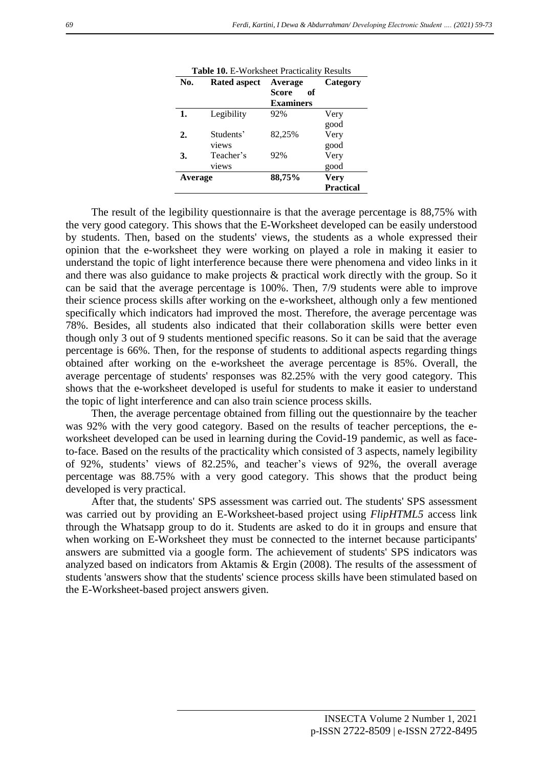**Table 10.** E-Worksheet Practicality Results

| No. | Rated aspect | Average Score of Examiners | Category |
|---|---|---|---|
| **1.** | Legibility | 92% | Very good |
| **2.** | Students' views | 82,25% | Very good |
| **3.** | Teacher's views | 92% | Very good |
| **Average** | | **88,75%** | **Very Practical** |

The result of the legibility questionnaire is that the average percentage is 88,75% with the very good category. This shows that the E-Worksheet developed can be easily understood by students. Then, based on the students' views, the students as a whole expressed their opinion that the e-worksheet they were working on played a role in making it easier to understand the topic of light interference because there were phenomena and video links in it and there was also guidance to make projects & practical work directly with the group. So it can be said that the average percentage is 100%. Then, 7/9 students were able to improve their science process skills after working on the e-worksheet, although only a few mentioned specifically which indicators had improved the most. Therefore, the average percentage was 78%. Besides, all students also indicated that their collaboration skills were better even though only 3 out of 9 students mentioned specific reasons. So it can be said that the average percentage is 66%. Then, for the response of students to additional aspects regarding things obtained after working on the e-worksheet the average percentage is 85%. Overall, the average percentage of students' responses was 82.25% with the very good category. This shows that the e-worksheet developed is useful for students to make it easier to understand the topic of light interference and can also train science process skills.

Then, the average percentage obtained from filling out the questionnaire by the teacher was 92% with the very good category. Based on the results of teacher perceptions, the e-worksheet developed can be used in learning during the Covid-19 pandemic, as well as face-to-face. Based on the results of the practicality which consisted of 3 aspects, namely legibility of 92%, students' views of 82.25%, and teacher's views of 92%, the overall average percentage was 88.75% with a very good category. This shows that the product being developed is very practical.

After that, the students' SPS assessment was carried out. The students' SPS assessment was carried out by providing an E-Worksheet-based project using *FlipHTML5* access link through the Whatsapp group to do it. Students are asked to do it in groups and ensure that when working on E-Worksheet they must be connected to the internet because participants' answers are submitted via a google form. The achievement of students' SPS indicators was analyzed based on indicators from Aktamis & Ergin (2008). The results of the assessment of students 'answers show that the students' science process skills have been stimulated based on the E-Worksheet-based project answers given.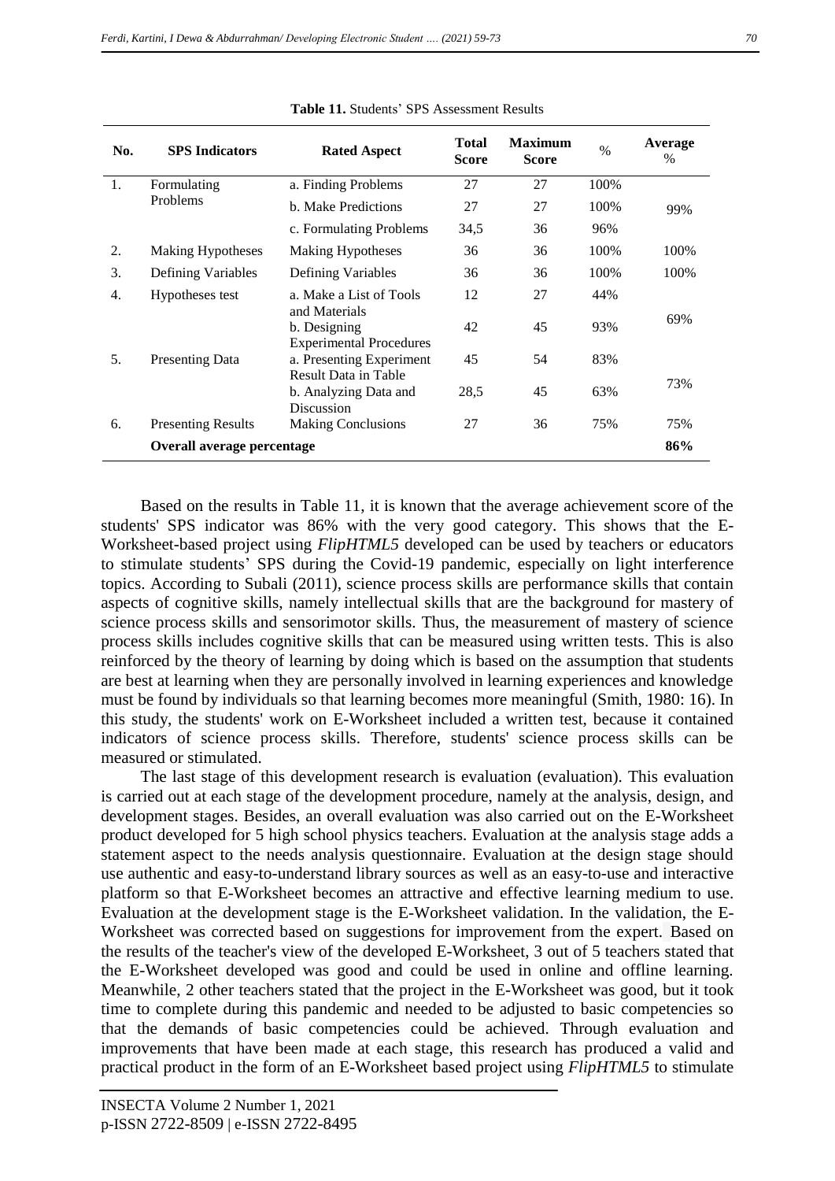**Table 11.** Students' SPS Assessment Results

| No. | SPS Indicators | Rated Aspect | Total Score | Maximum Score | % | Average % |
|---|---|---|---|---|---|---|
| 1. | Formulating Problems | a. Finding Problems | 27 | 27 | 100% | 99% |
| | | b. Make Predictions | 27 | 27 | 100% | |
| | | c. Formulating Problems | 34,5 | 36 | 96% | |
| 2. | Making Hypotheses | Making Hypotheses | 36 | 36 | 100% | 100% |
| 3. | Defining Variables | Defining Variables | 36 | 36 | 100% | 100% |
| 4. | Hypotheses test | a. Make a List of Tools and Materials | 12 | 27 | 44% | 69% |
| | | b. Designing Experimental Procedures | 42 | 45 | 93% | |
| 5. | Presenting Data | a. Presenting Experiment Result Data in Table | 45 | 54 | 83% | 73% |
| | | b. Analyzing Data and Discussion | 28,5 | 45 | 63% | |
| 6. | Presenting Results | Making Conclusions | 27 | 36 | 75% | 75% |
| | **Overall average percentage** | | | | | **86%** |

Based on the results in Table 11, it is known that the average achievement score of the students' SPS indicator was 86% with the very good category. This shows that the E-Worksheet-based project using *FlipHTML5* developed can be used by teachers or educators to stimulate students' SPS during the Covid-19 pandemic, especially on light interference topics. According to Subali (2011), science process skills are performance skills that contain aspects of cognitive skills, namely intellectual skills that are the background for mastery of science process skills and sensorimotor skills. Thus, the measurement of mastery of science process skills includes cognitive skills that can be measured using written tests. This is also reinforced by the theory of learning by doing which is based on the assumption that students are best at learning when they are personally involved in learning experiences and knowledge must be found by individuals so that learning becomes more meaningful (Smith, 1980: 16). In this study, the students' work on E-Worksheet included a written test, because it contained indicators of science process skills. Therefore, students' science process skills can be measured or stimulated.

The last stage of this development research is evaluation (evaluation). This evaluation is carried out at each stage of the development procedure, namely at the analysis, design, and development stages. Besides, an overall evaluation was also carried out on the E-Worksheet product developed for 5 high school physics teachers. Evaluation at the analysis stage adds a statement aspect to the needs analysis questionnaire. Evaluation at the design stage should use authentic and easy-to-understand library sources as well as an easy-to-use and interactive platform so that E-Worksheet becomes an attractive and effective learning medium to use. Evaluation at the development stage is the E-Worksheet validation. In the validation, the E-Worksheet was corrected based on suggestions for improvement from the expert. Based on the results of the teacher's view of the developed E-Worksheet, 3 out of 5 teachers stated that the E-Worksheet developed was good and could be used in online and offline learning. Meanwhile, 2 other teachers stated that the project in the E-Worksheet was good, but it took time to complete during this pandemic and needed to be adjusted to basic competencies so that the demands of basic competencies could be achieved. Through evaluation and improvements that have been made at each stage, this research has produced a valid and practical product in the form of an E-Worksheet based project using *FlipHTML5* to stimulate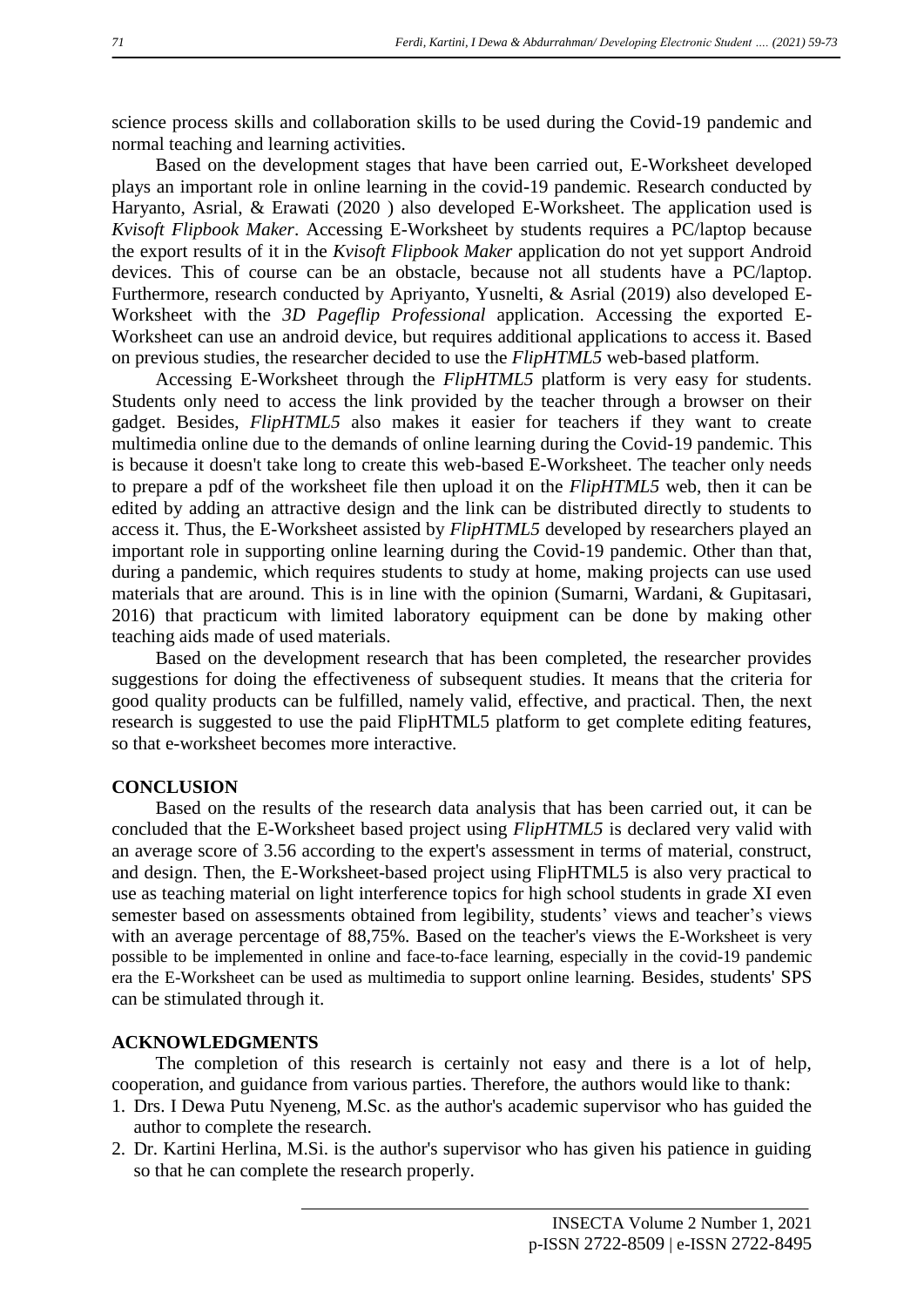science process skills and collaboration skills to be used during the Covid-19 pandemic and normal teaching and learning activities.

Based on the development stages that have been carried out, E-Worksheet developed plays an important role in online learning in the covid-19 pandemic. Research conducted by Haryanto, Asrial, & Erawati (2020 ) also developed E-Worksheet. The application used is *Kvisoft Flipbook Maker*. Accessing E-Worksheet by students requires a PC/laptop because the export results of it in the *Kvisoft Flipbook Maker* application do not yet support Android devices. This of course can be an obstacle, because not all students have a PC/laptop. Furthermore, research conducted by Apriyanto, Yusnelti, & Asrial (2019) also developed E-Worksheet with the *3D Pageflip Professional* application. Accessing the exported E-Worksheet can use an android device, but requires additional applications to access it. Based on previous studies, the researcher decided to use the *FlipHTML5* web-based platform.

Accessing E-Worksheet through the *FlipHTML5* platform is very easy for students. Students only need to access the link provided by the teacher through a browser on their gadget. Besides, *FlipHTML5* also makes it easier for teachers if they want to create multimedia online due to the demands of online learning during the Covid-19 pandemic. This is because it doesn't take long to create this web-based E-Worksheet. The teacher only needs to prepare a pdf of the worksheet file then upload it on the *FlipHTML5* web, then it can be edited by adding an attractive design and the link can be distributed directly to students to access it. Thus, the E-Worksheet assisted by *FlipHTML5* developed by researchers played an important role in supporting online learning during the Covid-19 pandemic. Other than that, during a pandemic, which requires students to study at home, making projects can use used materials that are around. This is in line with the opinion (Sumarni, Wardani, & Gupitasari, 2016) that practicum with limited laboratory equipment can be done by making other teaching aids made of used materials.

Based on the development research that has been completed, the researcher provides suggestions for doing the effectiveness of subsequent studies. It means that the criteria for good quality products can be fulfilled, namely valid, effective, and practical. Then, the next research is suggested to use the paid FlipHTML5 platform to get complete editing features, so that e-worksheet becomes more interactive.

## CONCLUSION

Based on the results of the research data analysis that has been carried out, it can be concluded that the E-Worksheet based project using *FlipHTML5* is declared very valid with an average score of 3.56 according to the expert's assessment in terms of material, construct, and design. Then, the E-Worksheet-based project using FlipHTML5 is also very practical to use as teaching material on light interference topics for high school students in grade XI even semester based on assessments obtained from legibility, students' views and teacher's views with an average percentage of 88,75%. Based on the teacher's views the E-Worksheet is very possible to be implemented in online and face-to-face learning, especially in the covid-19 pandemic era the E-Worksheet can be used as multimedia to support online learning. Besides, students' SPS can be stimulated through it.

## ACKNOWLEDGMENTS

The completion of this research is certainly not easy and there is a lot of help, cooperation, and guidance from various parties. Therefore, the authors would like to thank:

1. Drs. I Dewa Putu Nyeneng, M.Sc. as the author's academic supervisor who has guided the author to complete the research.
2. Dr. Kartini Herlina, M.Si. is the author's supervisor who has given his patience in guiding so that he can complete the research properly.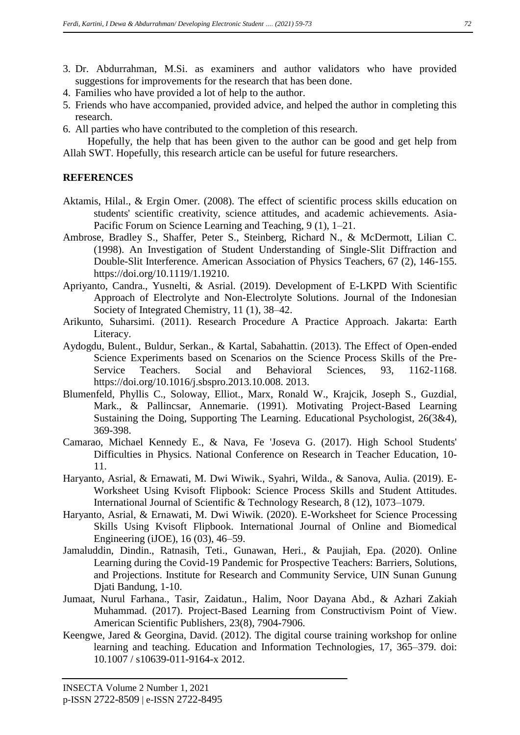3. Dr. Abdurrahman, M.Si. as examiners and author validators who have provided suggestions for improvements for the research that has been done.
4. Families who have provided a lot of help to the author.
5. Friends who have accompanied, provided advice, and helped the author in completing this research.
6. All parties who have contributed to the completion of this research.

Hopefully, the help that has been given to the author can be good and get help from Allah SWT. Hopefully, this research article can be useful for future researchers.

## REFERENCES

Aktamis, Hilal., & Ergin Omer. (2008). The effect of scientific process skills education on students' scientific creativity, science attitudes, and academic achievements. Asia-Pacific Forum on Science Learning and Teaching, 9 (1), 1–21.

Ambrose, Bradley S., Shaffer, Peter S., Steinberg, Richard N., & McDermott, Lilian C. (1998). An Investigation of Student Understanding of Single-Slit Diffraction and Double-Slit Interference. American Association of Physics Teachers, 67 (2), 146-155. https://doi.org/10.1119/1.19210.

Apriyanto, Candra., Yusnelti, & Asrial. (2019). Development of E-LKPD With Scientific Approach of Electrolyte and Non-Electrolyte Solutions. Journal of the Indonesian Society of Integrated Chemistry, 11 (1), 38–42.

Arikunto, Suharsimi. (2011). Research Procedure A Practice Approach. Jakarta: Earth Literacy.

Aydogdu, Bulent., Buldur, Serkan., & Kartal, Sabahattin. (2013). The Effect of Open-ended Science Experiments based on Scenarios on the Science Process Skills of the Pre-Service Teachers. Social and Behavioral Sciences, 93, 1162-1168. https://doi.org/10.1016/j.sbspro.2013.10.008. 2013.

Blumenfeld, Phyllis C., Soloway, Elliot., Marx, Ronald W., Krajcik, Joseph S., Guzdial, Mark., & Pallincsar, Annemarie. (1991). Motivating Project-Based Learning Sustaining the Doing, Supporting The Learning. Educational Psychologist, 26(3&4), 369-398.

Camarao, Michael Kennedy E., & Nava, Fe 'Joseva G. (2017). High School Students' Difficulties in Physics. National Conference on Research in Teacher Education, 10-11.

Haryanto, Asrial, & Ernawati, M. Dwi Wiwik., Syahri, Wilda., & Sanova, Aulia. (2019). E-Worksheet Using Kvisoft Flipbook: Science Process Skills and Student Attitudes. International Journal of Scientific & Technology Research, 8 (12), 1073–1079.

Haryanto, Asrial, & Ernawati, M. Dwi Wiwik. (2020). E-Worksheet for Science Processing Skills Using Kvisoft Flipbook. International Journal of Online and Biomedical Engineering (iJOE), 16 (03), 46–59.

Jamaluddin, Dindin., Ratnasih, Teti., Gunawan, Heri., & Paujiah, Epa. (2020). Online Learning during the Covid-19 Pandemic for Prospective Teachers: Barriers, Solutions, and Projections. Institute for Research and Community Service, UIN Sunan Gunung Djati Bandung, 1-10.

Jumaat, Nurul Farhana., Tasir, Zaidatun., Halim, Noor Dayana Abd., & Azhari Zakiah Muhammad. (2017). Project-Based Learning from Constructivism Point of View. American Scientific Publishers, 23(8), 7904-7906.

Keengwe, Jared & Georgina, David. (2012). The digital course training workshop for online learning and teaching. Education and Information Technologies, 17, 365–379. doi: 10.1007 / s10639-011-9164-x 2012.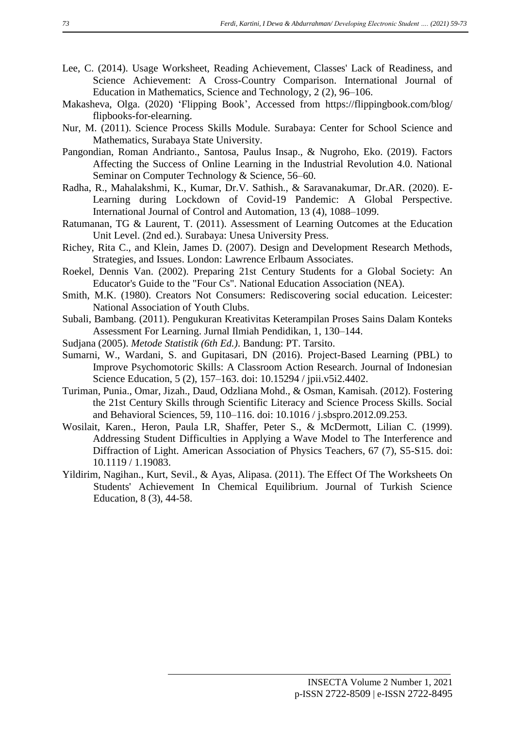Lee, C. (2014). Usage Worksheet, Reading Achievement, Classes' Lack of Readiness, and Science Achievement: A Cross-Country Comparison. International Journal of Education in Mathematics, Science and Technology, 2 (2), 96–106.

Makasheva, Olga. (2020) 'Flipping Book', Accessed from https://flippingbook.com/blog/flipbooks-for-elearning.

Nur, M. (2011). Science Process Skills Module. Surabaya: Center for School Science and Mathematics, Surabaya State University.

Pangondian, Roman Andrianto., Santosa, Paulus Insap., & Nugroho, Eko. (2019). Factors Affecting the Success of Online Learning in the Industrial Revolution 4.0. National Seminar on Computer Technology & Science, 56–60.

Radha, R., Mahalakshmi, K., Kumar, Dr.V. Sathish., & Saravanakumar, Dr.AR. (2020). E-Learning during Lockdown of Covid-19 Pandemic: A Global Perspective. International Journal of Control and Automation, 13 (4), 1088–1099.

Ratumanan, TG & Laurent, T. (2011). Assessment of Learning Outcomes at the Education Unit Level. (2nd ed.). Surabaya: Unesa University Press.

Richey, Rita C., and Klein, James D. (2007). Design and Development Research Methods, Strategies, and Issues. London: Lawrence Erlbaum Associates.

Roekel, Dennis Van. (2002). Preparing 21st Century Students for a Global Society: An Educator's Guide to the "Four Cs". National Education Association (NEA).

Smith, M.K. (1980). Creators Not Consumers: Rediscovering social education. Leicester: National Association of Youth Clubs.

Subali, Bambang. (2011). Pengukuran Kreativitas Keterampilan Proses Sains Dalam Konteks Assessment For Learning. Jurnal Ilmiah Pendidikan, 1, 130–144.

Sudjana (2005). *Metode Statistik (6th Ed.)*. Bandung: PT. Tarsito.

Sumarni, W., Wardani, S. and Gupitasari, DN (2016). Project-Based Learning (PBL) to Improve Psychomotoric Skills: A Classroom Action Research. Journal of Indonesian Science Education, 5 (2), 157–163. doi: 10.15294 / jpii.v5i2.4402.

Turiman, Punia., Omar, Jizah., Daud, Odzliana Mohd., & Osman, Kamisah. (2012). Fostering the 21st Century Skills through Scientific Literacy and Science Process Skills. Social and Behavioral Sciences, 59, 110–116. doi: 10.1016 / j.sbspro.2012.09.253.

Wosilait, Karen., Heron, Paula LR, Shaffer, Peter S., & McDermott, Lilian C. (1999). Addressing Student Difficulties in Applying a Wave Model to The Interference and Diffraction of Light. American Association of Physics Teachers, 67 (7), S5-S15. doi: 10.1119 / 1.19083.

Yildirim, Nagihan., Kurt, Sevil., & Ayas, Alipasa. (2011). The Effect Of The Worksheets On Students' Achievement In Chemical Equilibrium. Journal of Turkish Science Education, 8 (3), 44-58.